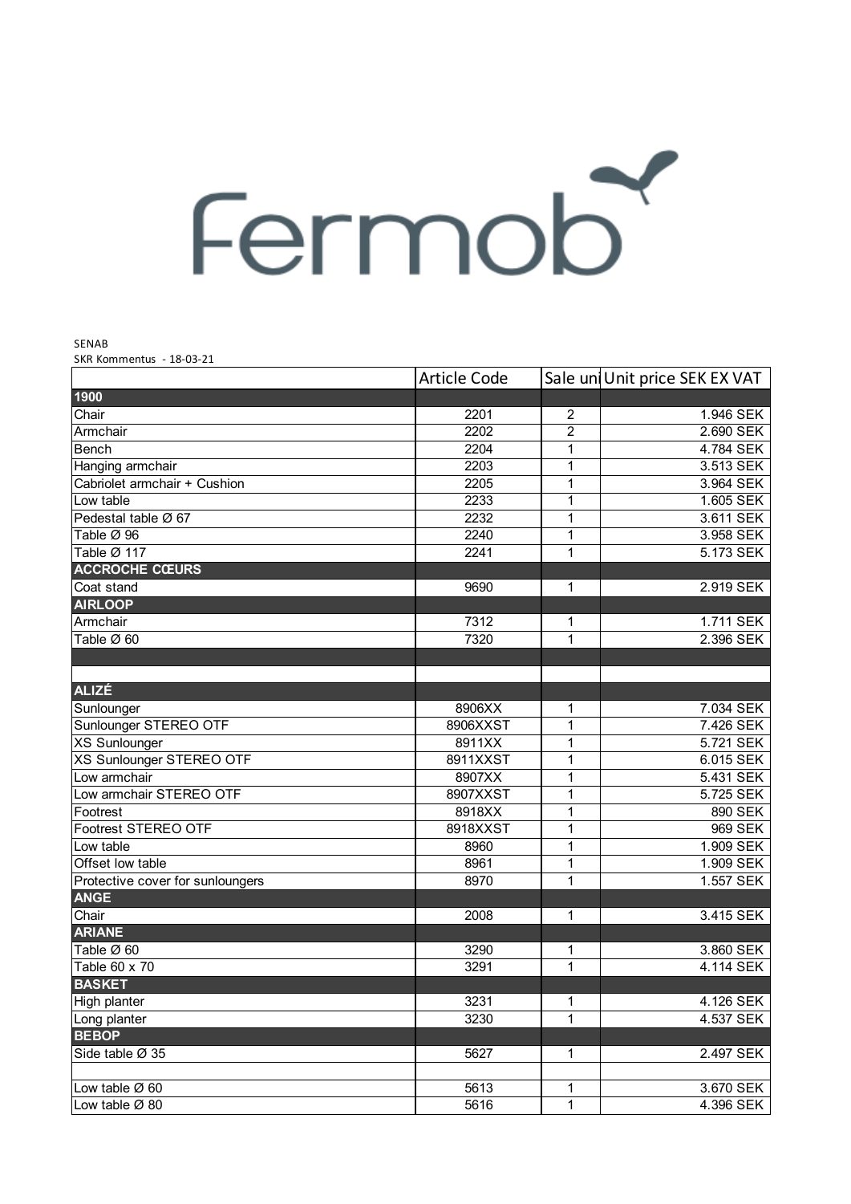Fermob

SENAB
SKR Kommentus - 18-03-21

| | Article Code | Sale uni | Unit price SEK EX VAT |
|---|---|---|---|
| **1900** | | | |
| Chair | 2201 | 2 | 1.946 SEK |
| Armchair | 2202 | 2 | 2.690 SEK |
| Bench | 2204 | 1 | 4.784 SEK |
| Hanging armchair | 2203 | 1 | 3.513 SEK |
| Cabriolet armchair + Cushion | 2205 | 1 | 3.964 SEK |
| Low table | 2233 | 1 | 1.605 SEK |
| Pedestal table Ø 67 | 2232 | 1 | 3.611 SEK |
| Table Ø 96 | 2240 | 1 | 3.958 SEK |
| Table Ø 117 | 2241 | 1 | 5.173 SEK |
| **ACCROCHE CŒURS** | | | |
| Coat stand | 9690 | 1 | 2.919 SEK |
| **AIRLOOP** | | | |
| Armchair | 7312 | 1 | 1.711 SEK |
| Table Ø 60 | 7320 | 1 | 2.396 SEK |
| | | | |
| | | | |
| **ALIZÉ** | | | |
| Sunlounger | 8906XX | 1 | 7.034 SEK |
| Sunlounger STEREO OTF | 8906XXST | 1 | 7.426 SEK |
| XS Sunlounger | 8911XX | 1 | 5.721 SEK |
| XS Sunlounger STEREO OTF | 8911XXST | 1 | 6.015 SEK |
| Low armchair | 8907XX | 1 | 5.431 SEK |
| Low armchair STEREO OTF | 8907XXST | 1 | 5.725 SEK |
| Footrest | 8918XX | 1 | 890 SEK |
| Footrest STEREO OTF | 8918XXST | 1 | 969 SEK |
| Low table | 8960 | 1 | 1.909 SEK |
| Offset low table | 8961 | 1 | 1.909 SEK |
| Protective cover for sunloungers | 8970 | 1 | 1.557 SEK |
| **ANGE** | | | |
| Chair | 2008 | 1 | 3.415 SEK |
| **ARIANE** | | | |
| Table Ø 60 | 3290 | 1 | 3.860 SEK |
| Table 60 x 70 | 3291 | 1 | 4.114 SEK |
| **BASKET** | | | |
| High planter | 3231 | 1 | 4.126 SEK |
| Long planter | 3230 | 1 | 4.537 SEK |
| **BEBOP** | | | |
| Side table Ø 35 | 5627 | 1 | 2.497 SEK |
| | | | |
| Low table Ø 60 | 5613 | 1 | 3.670 SEK |
| Low table Ø 80 | 5616 | 1 | 4.396 SEK |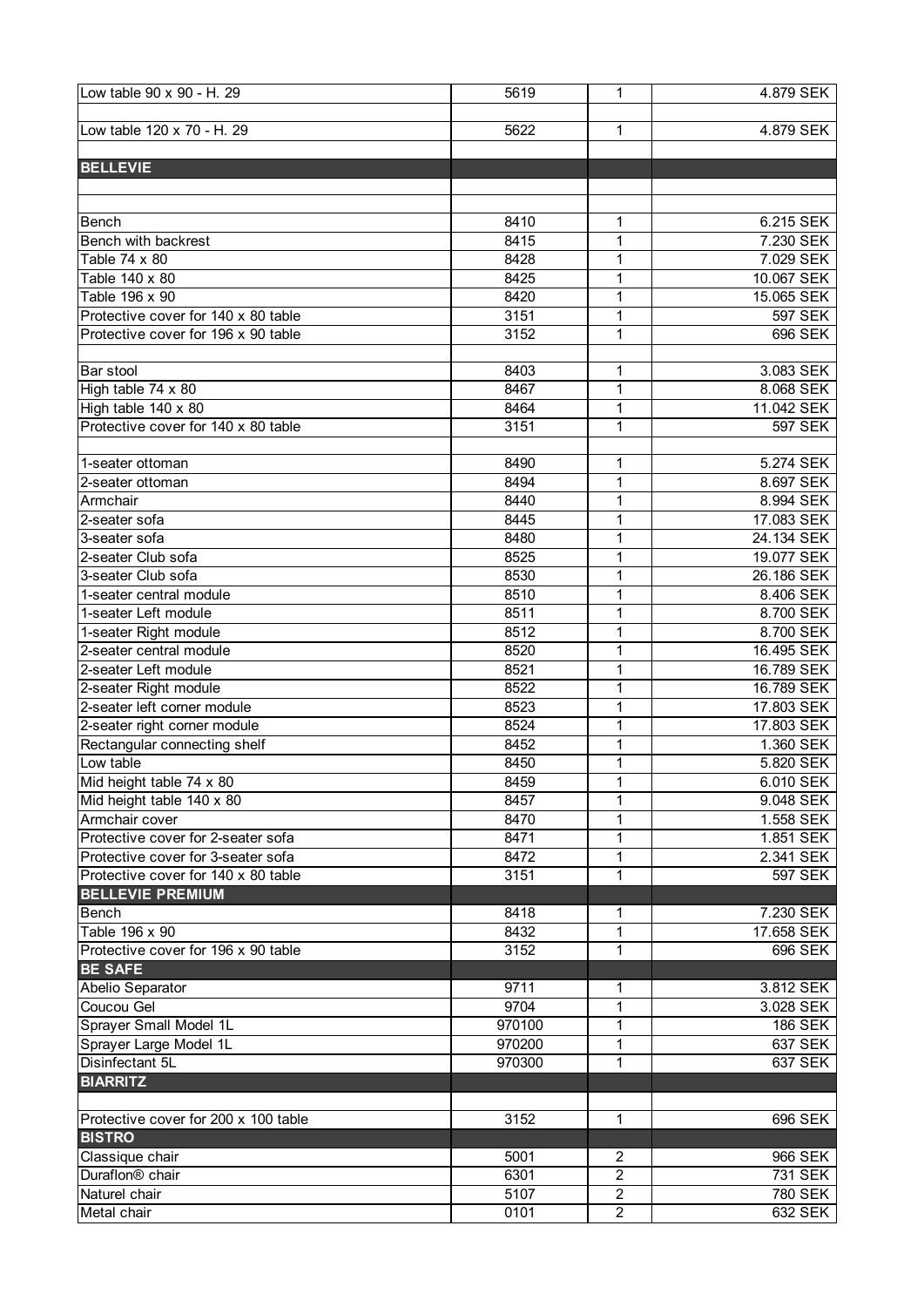| | | | |
|---|---|---|---|
| Low table 90 x 90 - H. 29 | 5619 | 1 | 4.879 SEK |
| | | | |
| Low table 120 x 70 - H. 29 | 5622 | 1 | 4.879 SEK |
| | | | |
| **BELLEVIE** | | | |
| | | | |
| | | | |
| Bench | 8410 | 1 | 6.215 SEK |
| Bench with backrest | 8415 | 1 | 7.230 SEK |
| Table 74 x 80 | 8428 | 1 | 7.029 SEK |
| Table 140 x 80 | 8425 | 1 | 10.067 SEK |
| Table 196 x 90 | 8420 | 1 | 15.065 SEK |
| Protective cover for 140 x 80 table | 3151 | 1 | 597 SEK |
| Protective cover for 196 x 90 table | 3152 | 1 | 696 SEK |
| | | | |
| Bar stool | 8403 | 1 | 3.083 SEK |
| High table 74 x 80 | 8467 | 1 | 8.068 SEK |
| High table 140 x 80 | 8464 | 1 | 11.042 SEK |
| Protective cover for 140 x 80 table | 3151 | 1 | 597 SEK |
| | | | |
| 1-seater ottoman | 8490 | 1 | 5.274 SEK |
| 2-seater ottoman | 8494 | 1 | 8.697 SEK |
| Armchair | 8440 | 1 | 8.994 SEK |
| 2-seater sofa | 8445 | 1 | 17.083 SEK |
| 3-seater sofa | 8480 | 1 | 24.134 SEK |
| 2-seater Club sofa | 8525 | 1 | 19.077 SEK |
| 3-seater Club sofa | 8530 | 1 | 26.186 SEK |
| 1-seater central module | 8510 | 1 | 8.406 SEK |
| 1-seater Left module | 8511 | 1 | 8.700 SEK |
| 1-seater Right module | 8512 | 1 | 8.700 SEK |
| 2-seater central module | 8520 | 1 | 16.495 SEK |
| 2-seater Left module | 8521 | 1 | 16.789 SEK |
| 2-seater Right module | 8522 | 1 | 16.789 SEK |
| 2-seater left corner module | 8523 | 1 | 17.803 SEK |
| 2-seater right corner module | 8524 | 1 | 17.803 SEK |
| Rectangular connecting shelf | 8452 | 1 | 1.360 SEK |
| Low table | 8450 | 1 | 5.820 SEK |
| Mid height table 74 x 80 | 8459 | 1 | 6.010 SEK |
| Mid height table 140 x 80 | 8457 | 1 | 9.048 SEK |
| Armchair cover | 8470 | 1 | 1.558 SEK |
| Protective cover for 2-seater sofa | 8471 | 1 | 1.851 SEK |
| Protective cover for 3-seater sofa | 8472 | 1 | 2.341 SEK |
| Protective cover for 140 x 80 table | 3151 | 1 | 597 SEK |
| **BELLEVIE PREMIUM** | | | |
| Bench | 8418 | 1 | 7.230 SEK |
| Table 196 x 90 | 8432 | 1 | 17.658 SEK |
| Protective cover for 196 x 90 table | 3152 | 1 | 696 SEK |
| **BE SAFE** | | | |
| Abelio Separator | 9711 | 1 | 3.812 SEK |
| Coucou Gel | 9704 | 1 | 3.028 SEK |
| Sprayer Small Model 1L | 970100 | 1 | 186 SEK |
| Sprayer Large Model 1L | 970200 | 1 | 637 SEK |
| Disinfectant 5L | 970300 | 1 | 637 SEK |
| **BIARRITZ** | | | |
| | | | |
| Protective cover for 200 x 100 table | 3152 | 1 | 696 SEK |
| **BISTRO** | | | |
| Classique chair | 5001 | 2 | 966 SEK |
| Duraflon® chair | 6301 | 2 | 731 SEK |
| Naturel chair | 5107 | 2 | 780 SEK |
| Metal chair | 0101 | 2 | 632 SEK |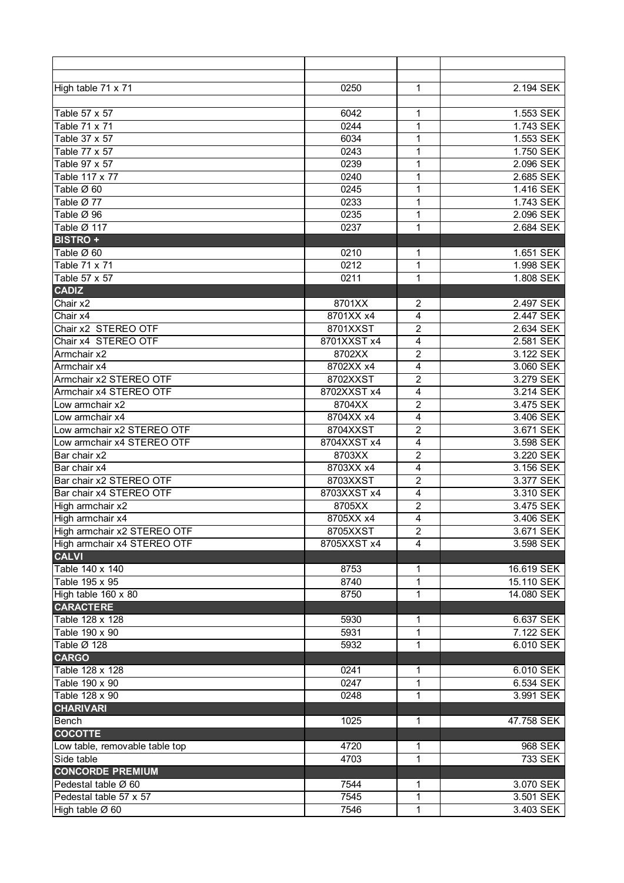| | | | |
|---|---|---|---|
| | | | |
| High table 71 x 71 | 0250 | 1 | 2.194 SEK |
| | | | |
| Table 57 x 57 | 6042 | 1 | 1.553 SEK |
| Table 71 x 71 | 0244 | 1 | 1.743 SEK |
| Table 37 x 57 | 6034 | 1 | 1.553 SEK |
| Table 77 x 57 | 0243 | 1 | 1.750 SEK |
| Table 97 x 57 | 0239 | 1 | 2.096 SEK |
| Table 117 x 77 | 0240 | 1 | 2.685 SEK |
| Table Ø 60 | 0245 | 1 | 1.416 SEK |
| Table Ø 77 | 0233 | 1 | 1.743 SEK |
| Table Ø 96 | 0235 | 1 | 2.096 SEK |
| Table Ø 117 | 0237 | 1 | 2.684 SEK |
| **BISTRO +** | | | |
| Table Ø 60 | 0210 | 1 | 1.651 SEK |
| Table 71 x 71 | 0212 | 1 | 1.998 SEK |
| Table 57 x 57 | 0211 | 1 | 1.808 SEK |
| **CADIZ** | | | |
| Chair x2 | 8701XX | 2 | 2.497 SEK |
| Chair x4 | 8701XX x4 | 4 | 2.447 SEK |
| Chair x2 STEREO OTF | 8701XXST | 2 | 2.634 SEK |
| Chair x4 STEREO OTF | 8701XXST x4 | 4 | 2.581 SEK |
| Armchair x2 | 8702XX | 2 | 3.122 SEK |
| Armchair x4 | 8702XX x4 | 4 | 3.060 SEK |
| Armchair x2 STEREO OTF | 8702XXST | 2 | 3.279 SEK |
| Armchair x4 STEREO OTF | 8702XXST x4 | 4 | 3.214 SEK |
| Low armchair x2 | 8704XX | 2 | 3.475 SEK |
| Low armchair x4 | 8704XX x4 | 4 | 3.406 SEK |
| Low armchair x2 STEREO OTF | 8704XXST | 2 | 3.671 SEK |
| Low armchair x4 STEREO OTF | 8704XXST x4 | 4 | 3.598 SEK |
| Bar chair x2 | 8703XX | 2 | 3.220 SEK |
| Bar chair x4 | 8703XX x4 | 4 | 3.156 SEK |
| Bar chair x2 STEREO OTF | 8703XXST | 2 | 3.377 SEK |
| Bar chair x4 STEREO OTF | 8703XXST x4 | 4 | 3.310 SEK |
| High armchair x2 | 8705XX | 2 | 3.475 SEK |
| High armchair x4 | 8705XX x4 | 4 | 3.406 SEK |
| High armchair x2 STEREO OTF | 8705XXST | 2 | 3.671 SEK |
| High armchair x4 STEREO OTF | 8705XXST x4 | 4 | 3.598 SEK |
| **CALVI** | | | |
| Table 140 x 140 | 8753 | 1 | 16.619 SEK |
| Table 195 x 95 | 8740 | 1 | 15.110 SEK |
| High table 160 x 80 | 8750 | 1 | 14.080 SEK |
| **CARACTERE** | | | |
| Table 128 x 128 | 5930 | 1 | 6.637 SEK |
| Table 190 x 90 | 5931 | 1 | 7.122 SEK |
| Table Ø 128 | 5932 | 1 | 6.010 SEK |
| **CARGO** | | | |
| Table 128 x 128 | 0241 | 1 | 6.010 SEK |
| Table 190 x 90 | 0247 | 1 | 6.534 SEK |
| Table 128 x 90 | 0248 | 1 | 3.991 SEK |
| **CHARIVARI** | | | |
| Bench | 1025 | 1 | 47.758 SEK |
| **COCOTTE** | | | |
| Low table, removable table top | 4720 | 1 | 968 SEK |
| Side table | 4703 | 1 | 733 SEK |
| **CONCORDE PREMIUM** | | | |
| Pedestal table Ø 60 | 7544 | 1 | 3.070 SEK |
| Pedestal table 57 x 57 | 7545 | 1 | 3.501 SEK |
| High table Ø 60 | 7546 | 1 | 3.403 SEK |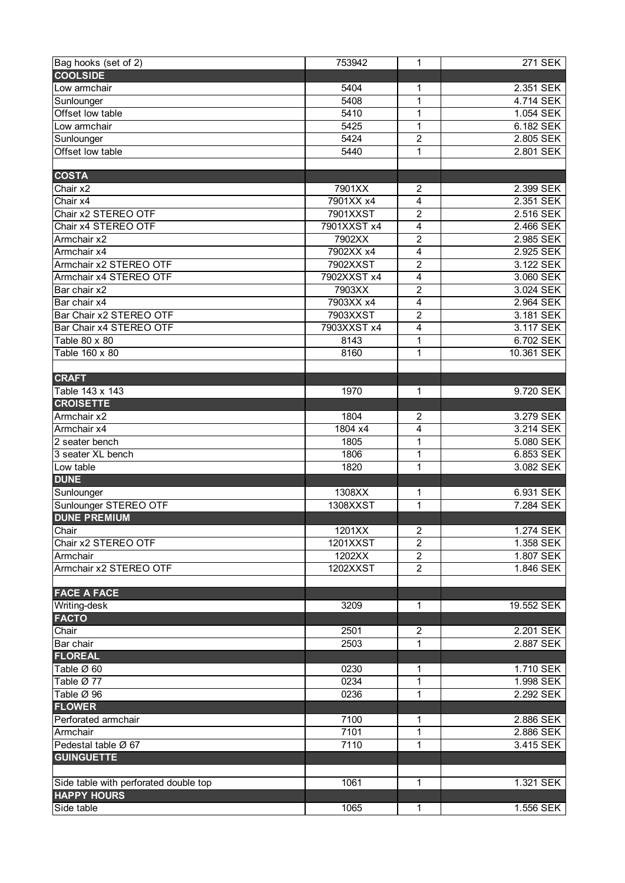| | | | |
|---|---|---|---|
| Bag hooks (set of 2) | 753942 | 1 | 271 SEK |
| **COOLSIDE** | | | |
| Low armchair | 5404 | 1 | 2.351 SEK |
| Sunlounger | 5408 | 1 | 4.714 SEK |
| Offset low table | 5410 | 1 | 1.054 SEK |
| Low armchair | 5425 | 1 | 6.182 SEK |
| Sunlounger | 5424 | 2 | 2.805 SEK |
| Offset low table | 5440 | 1 | 2.801 SEK |
| | | | |
| **COSTA** | | | |
| Chair x2 | 7901XX | 2 | 2.399 SEK |
| Chair x4 | 7901XX x4 | 4 | 2.351 SEK |
| Chair x2 STEREO OTF | 7901XXST | 2 | 2.516 SEK |
| Chair x4 STEREO OTF | 7901XXST x4 | 4 | 2.466 SEK |
| Armchair x2 | 7902XX | 2 | 2.985 SEK |
| Armchair x4 | 7902XX x4 | 4 | 2.925 SEK |
| Armchair x2 STEREO OTF | 7902XXST | 2 | 3.122 SEK |
| Armchair x4 STEREO OTF | 7902XXST x4 | 4 | 3.060 SEK |
| Bar chair x2 | 7903XX | 2 | 3.024 SEK |
| Bar chair x4 | 7903XX x4 | 4 | 2.964 SEK |
| Bar Chair x2 STEREO OTF | 7903XXST | 2 | 3.181 SEK |
| Bar Chair x4 STEREO OTF | 7903XXST x4 | 4 | 3.117 SEK |
| Table 80 x 80 | 8143 | 1 | 6.702 SEK |
| Table 160 x 80 | 8160 | 1 | 10.361 SEK |
| | | | |
| **CRAFT** | | | |
| Table 143 x 143 | 1970 | 1 | 9.720 SEK |
| **CROISETTE** | | | |
| Armchair x2 | 1804 | 2 | 3.279 SEK |
| Armchair x4 | 1804 x4 | 4 | 3.214 SEK |
| 2 seater bench | 1805 | 1 | 5.080 SEK |
| 3 seater XL bench | 1806 | 1 | 6.853 SEK |
| Low table | 1820 | 1 | 3.082 SEK |
| **DUNE** | | | |
| Sunlounger | 1308XX | 1 | 6.931 SEK |
| Sunlounger STEREO OTF | 1308XXST | 1 | 7.284 SEK |
| **DUNE PREMIUM** | | | |
| Chair | 1201XX | 2 | 1.274 SEK |
| Chair x2 STEREO OTF | 1201XXST | 2 | 1.358 SEK |
| Armchair | 1202XX | 2 | 1.807 SEK |
| Armchair x2 STEREO OTF | 1202XXST | 2 | 1.846 SEK |
| | | | |
| **FACE A FACE** | | | |
| Writing-desk | 3209 | 1 | 19.552 SEK |
| **FACTO** | | | |
| Chair | 2501 | 2 | 2.201 SEK |
| Bar chair | 2503 | 1 | 2.887 SEK |
| **FLOREAL** | | | |
| Table Ø 60 | 0230 | 1 | 1.710 SEK |
| Table Ø 77 | 0234 | 1 | 1.998 SEK |
| Table Ø 96 | 0236 | 1 | 2.292 SEK |
| **FLOWER** | | | |
| Perforated armchair | 7100 | 1 | 2.886 SEK |
| Armchair | 7101 | 1 | 2.886 SEK |
| Pedestal table Ø 67 | 7110 | 1 | 3.415 SEK |
| **GUINGUETTE** | | | |
| | | | |
| Side table with perforated double top | 1061 | 1 | 1.321 SEK |
| **HAPPY HOURS** | | | |
| Side table | 1065 | 1 | 1.556 SEK |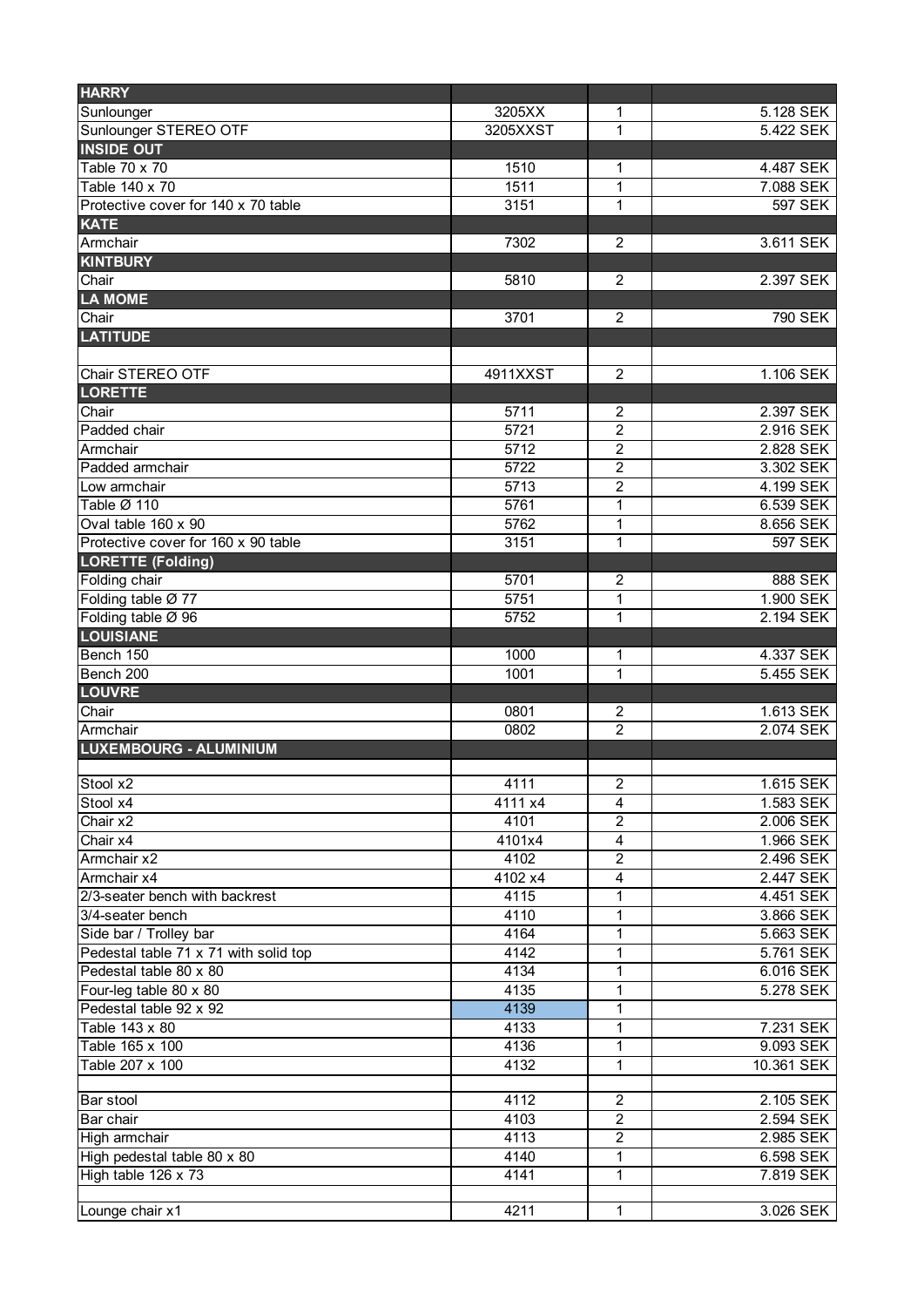| HARRY | | | |
|---|---|---|---|
| Sunlounger | 3205XX | 1 | 5.128 SEK |
| Sunlounger STEREO OTF | 3205XXST | 1 | 5.422 SEK |
| **INSIDE OUT** | | | |
| Table 70 x 70 | 1510 | 1 | 4.487 SEK |
| Table 140 x 70 | 1511 | 1 | 7.088 SEK |
| Protective cover for 140 x 70 table | 3151 | 1 | 597 SEK |
| **KATE** | | | |
| Armchair | 7302 | 2 | 3.611 SEK |
| **KINTBURY** | | | |
| Chair | 5810 | 2 | 2.397 SEK |
| **LA MOME** | | | |
| Chair | 3701 | 2 | 790 SEK |
| **LATITUDE** | | | |
| | | | |
| Chair STEREO OTF | 4911XXST | 2 | 1.106 SEK |
| **LORETTE** | | | |
| Chair | 5711 | 2 | 2.397 SEK |
| Padded chair | 5721 | 2 | 2.916 SEK |
| Armchair | 5712 | 2 | 2.828 SEK |
| Padded armchair | 5722 | 2 | 3.302 SEK |
| Low armchair | 5713 | 2 | 4.199 SEK |
| Table Ø 110 | 5761 | 1 | 6.539 SEK |
| Oval table 160 x 90 | 5762 | 1 | 8.656 SEK |
| Protective cover for 160 x 90 table | 3151 | 1 | 597 SEK |
| **LORETTE (Folding)** | | | |
| Folding chair | 5701 | 2 | 888 SEK |
| Folding table Ø 77 | 5751 | 1 | 1.900 SEK |
| Folding table Ø 96 | 5752 | 1 | 2.194 SEK |
| **LOUISIANE** | | | |
| Bench 150 | 1000 | 1 | 4.337 SEK |
| Bench 200 | 1001 | 1 | 5.455 SEK |
| **LOUVRE** | | | |
| Chair | 0801 | 2 | 1.613 SEK |
| Armchair | 0802 | 2 | 2.074 SEK |
| **LUXEMBOURG - ALUMINIUM** | | | |
| | | | |
| Stool x2 | 4111 | 2 | 1.615 SEK |
| Stool x4 | 4111 x4 | 4 | 1.583 SEK |
| Chair x2 | 4101 | 2 | 2.006 SEK |
| Chair x4 | 4101x4 | 4 | 1.966 SEK |
| Armchair x2 | 4102 | 2 | 2.496 SEK |
| Armchair x4 | 4102 x4 | 4 | 2.447 SEK |
| 2/3-seater bench with backrest | 4115 | 1 | 4.451 SEK |
| 3/4-seater bench | 4110 | 1 | 3.866 SEK |
| Side bar / Trolley bar | 4164 | 1 | 5.663 SEK |
| Pedestal table 71 x 71 with solid top | 4142 | 1 | 5.761 SEK |
| Pedestal table 80 x 80 | 4134 | 1 | 6.016 SEK |
| Four-leg table 80 x 80 | 4135 | 1 | 5.278 SEK |
| Pedestal table 92 x 92 | 4139 | 1 | |
| Table 143 x 80 | 4133 | 1 | 7.231 SEK |
| Table 165 x 100 | 4136 | 1 | 9.093 SEK |
| Table 207 x 100 | 4132 | 1 | 10.361 SEK |
| | | | |
| Bar stool | 4112 | 2 | 2.105 SEK |
| Bar chair | 4103 | 2 | 2.594 SEK |
| High armchair | 4113 | 2 | 2.985 SEK |
| High pedestal table 80 x 80 | 4140 | 1 | 6.598 SEK |
| High table 126 x 73 | 4141 | 1 | 7.819 SEK |
| | | | |
| Lounge chair x1 | 4211 | 1 | 3.026 SEK |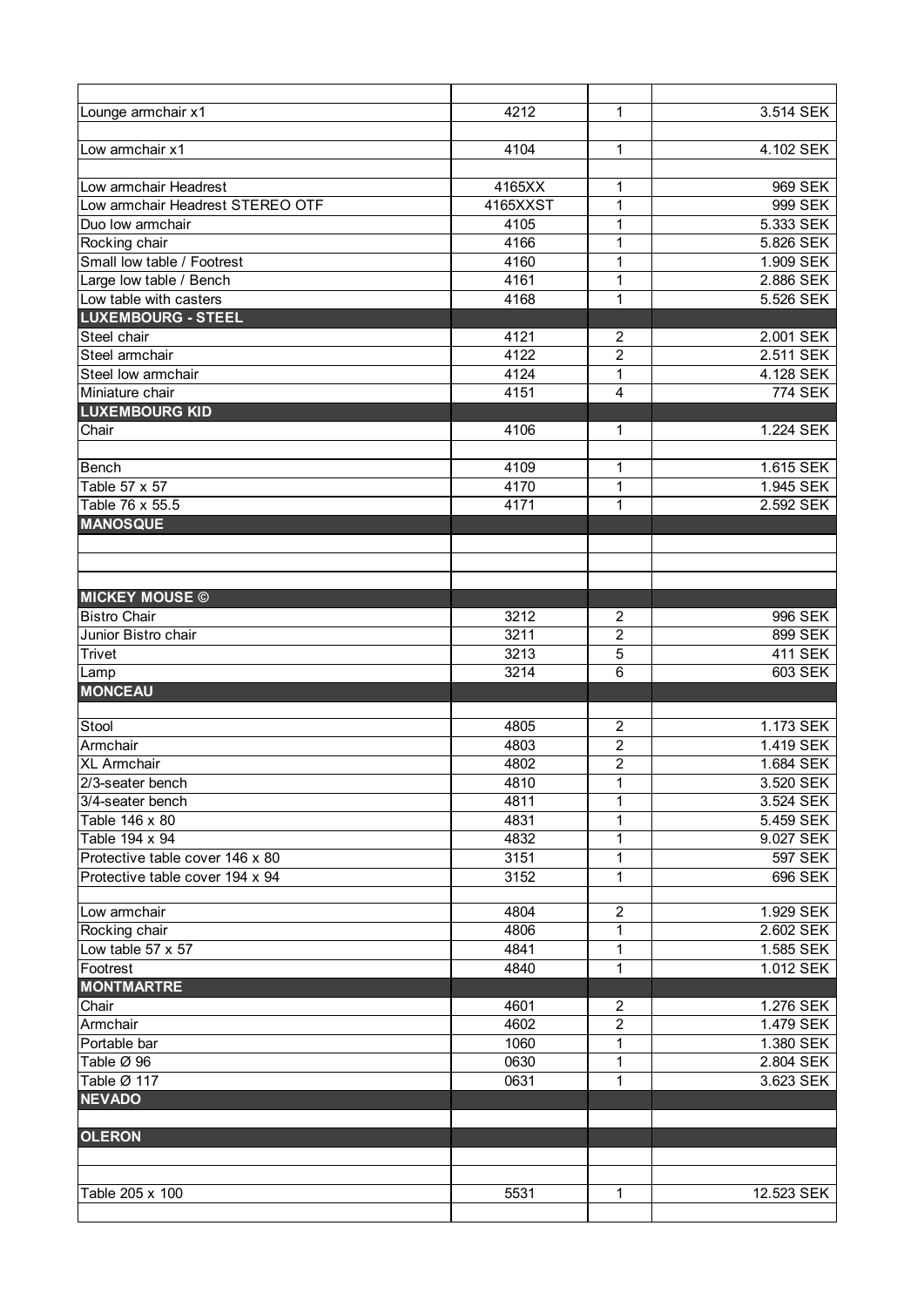| | | | |
|---|---|---|---|
| Lounge armchair x1 | 4212 | 1 | 3.514 SEK |
| | | | |
| Low armchair x1 | 4104 | 1 | 4.102 SEK |
| | | | |
| Low armchair Headrest | 4165XX | 1 | 969 SEK |
| Low armchair Headrest STEREO OTF | 4165XXST | 1 | 999 SEK |
| Duo low armchair | 4105 | 1 | 5.333 SEK |
| Rocking chair | 4166 | 1 | 5.826 SEK |
| Small low table / Footrest | 4160 | 1 | 1.909 SEK |
| Large low table / Bench | 4161 | 1 | 2.886 SEK |
| Low table with casters | 4168 | 1 | 5.526 SEK |
| **LUXEMBOURG - STEEL** | | | |
| Steel chair | 4121 | 2 | 2.001 SEK |
| Steel armchair | 4122 | 2 | 2.511 SEK |
| Steel low armchair | 4124 | 1 | 4.128 SEK |
| Miniature chair | 4151 | 4 | 774 SEK |
| **LUXEMBOURG KID** | | | |
| Chair | 4106 | 1 | 1.224 SEK |
| | | | |
| Bench | 4109 | 1 | 1.615 SEK |
| Table 57 x 57 | 4170 | 1 | 1.945 SEK |
| Table 76 x 55.5 | 4171 | 1 | 2.592 SEK |
| **MANOSQUE** | | | |
| | | | |
| | | | |
| | | | |
| **MICKEY MOUSE ©** | | | |
| Bistro Chair | 3212 | 2 | 996 SEK |
| Junior Bistro chair | 3211 | 2 | 899 SEK |
| Trivet | 3213 | 5 | 411 SEK |
| Lamp | 3214 | 6 | 603 SEK |
| **MONCEAU** | | | |
| | | | |
| Stool | 4805 | 2 | 1.173 SEK |
| Armchair | 4803 | 2 | 1.419 SEK |
| XL Armchair | 4802 | 2 | 1.684 SEK |
| 2/3-seater bench | 4810 | 1 | 3.520 SEK |
| 3/4-seater bench | 4811 | 1 | 3.524 SEK |
| Table 146 x 80 | 4831 | 1 | 5.459 SEK |
| Table 194 x 94 | 4832 | 1 | 9.027 SEK |
| Protective table cover 146 x 80 | 3151 | 1 | 597 SEK |
| Protective table cover 194 x 94 | 3152 | 1 | 696 SEK |
| | | | |
| Low armchair | 4804 | 2 | 1.929 SEK |
| Rocking chair | 4806 | 1 | 2.602 SEK |
| Low table 57 x 57 | 4841 | 1 | 1.585 SEK |
| Footrest | 4840 | 1 | 1.012 SEK |
| **MONTMARTRE** | | | |
| Chair | 4601 | 2 | 1.276 SEK |
| Armchair | 4602 | 2 | 1.479 SEK |
| Portable bar | 1060 | 1 | 1.380 SEK |
| Table Ø 96 | 0630 | 1 | 2.804 SEK |
| Table Ø 117 | 0631 | 1 | 3.623 SEK |
| **NEVADO** | | | |
| | | | |
| **OLERON** | | | |
| | | | |
| | | | |
| Table 205 x 100 | 5531 | 1 | 12.523 SEK |
| | | | |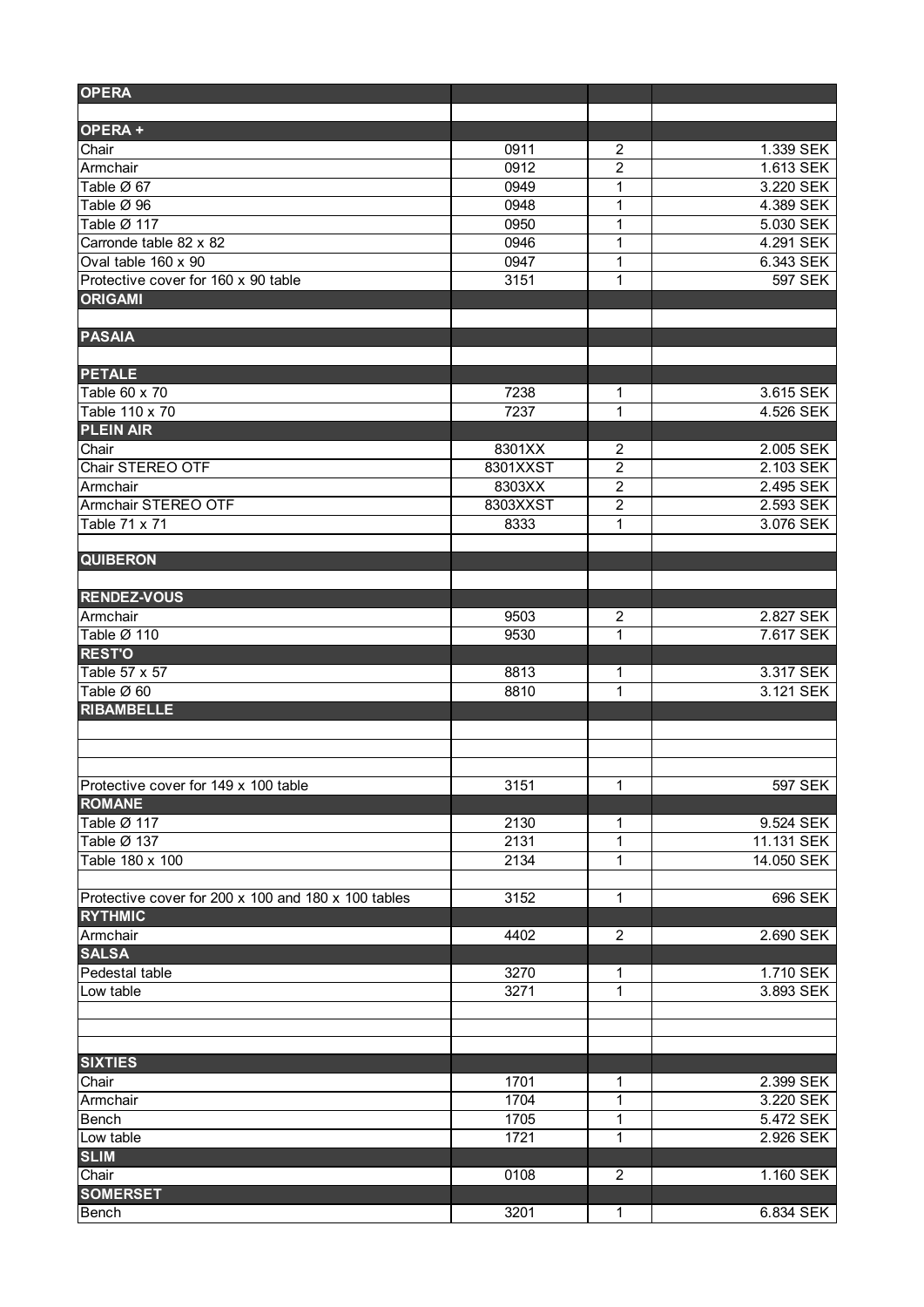| | | | |
|---|---|---|---|
| **OPERA** | | | |
| | | | |
| **OPERA +** | | | |
| Chair | 0911 | 2 | 1.339 SEK |
| Armchair | 0912 | 2 | 1.613 SEK |
| Table Ø 67 | 0949 | 1 | 3.220 SEK |
| Table Ø 96 | 0948 | 1 | 4.389 SEK |
| Table Ø 117 | 0950 | 1 | 5.030 SEK |
| Carronde table 82 x 82 | 0946 | 1 | 4.291 SEK |
| Oval table 160 x 90 | 0947 | 1 | 6.343 SEK |
| Protective cover for 160 x 90 table | 3151 | 1 | 597 SEK |
| **ORIGAMI** | | | |
| | | | |
| **PASAIA** | | | |
| | | | |
| **PETALE** | | | |
| Table 60 x 70 | 7238 | 1 | 3.615 SEK |
| Table 110 x 70 | 7237 | 1 | 4.526 SEK |
| **PLEIN AIR** | | | |
| Chair | 8301XX | 2 | 2.005 SEK |
| Chair STEREO OTF | 8301XXST | 2 | 2.103 SEK |
| Armchair | 8303XX | 2 | 2.495 SEK |
| Armchair STEREO OTF | 8303XXST | 2 | 2.593 SEK |
| Table 71 x 71 | 8333 | 1 | 3.076 SEK |
| | | | |
| **QUIBERON** | | | |
| | | | |
| **RENDEZ-VOUS** | | | |
| Armchair | 9503 | 2 | 2.827 SEK |
| Table Ø 110 | 9530 | 1 | 7.617 SEK |
| **REST'O** | | | |
| Table 57 x 57 | 8813 | 1 | 3.317 SEK |
| Table Ø 60 | 8810 | 1 | 3.121 SEK |
| **RIBAMBELLE** | | | |
| | | | |
| | | | |
| | | | |
| Protective cover for 149 x 100 table | 3151 | 1 | 597 SEK |
| **ROMANE** | | | |
| Table Ø 117 | 2130 | 1 | 9.524 SEK |
| Table Ø 137 | 2131 | 1 | 11.131 SEK |
| Table 180 x 100 | 2134 | 1 | 14.050 SEK |
| | | | |
| Protective cover for 200 x 100 and 180 x 100 tables | 3152 | 1 | 696 SEK |
| **RYTHMIC** | | | |
| Armchair | 4402 | 2 | 2.690 SEK |
| **SALSA** | | | |
| Pedestal table | 3270 | 1 | 1.710 SEK |
| Low table | 3271 | 1 | 3.893 SEK |
| | | | |
| | | | |
| | | | |
| **SIXTIES** | | | |
| Chair | 1701 | 1 | 2.399 SEK |
| Armchair | 1704 | 1 | 3.220 SEK |
| Bench | 1705 | 1 | 5.472 SEK |
| Low table | 1721 | 1 | 2.926 SEK |
| **SLIM** | | | |
| Chair | 0108 | 2 | 1.160 SEK |
| **SOMERSET** | | | |
| Bench | 3201 | 1 | 6.834 SEK |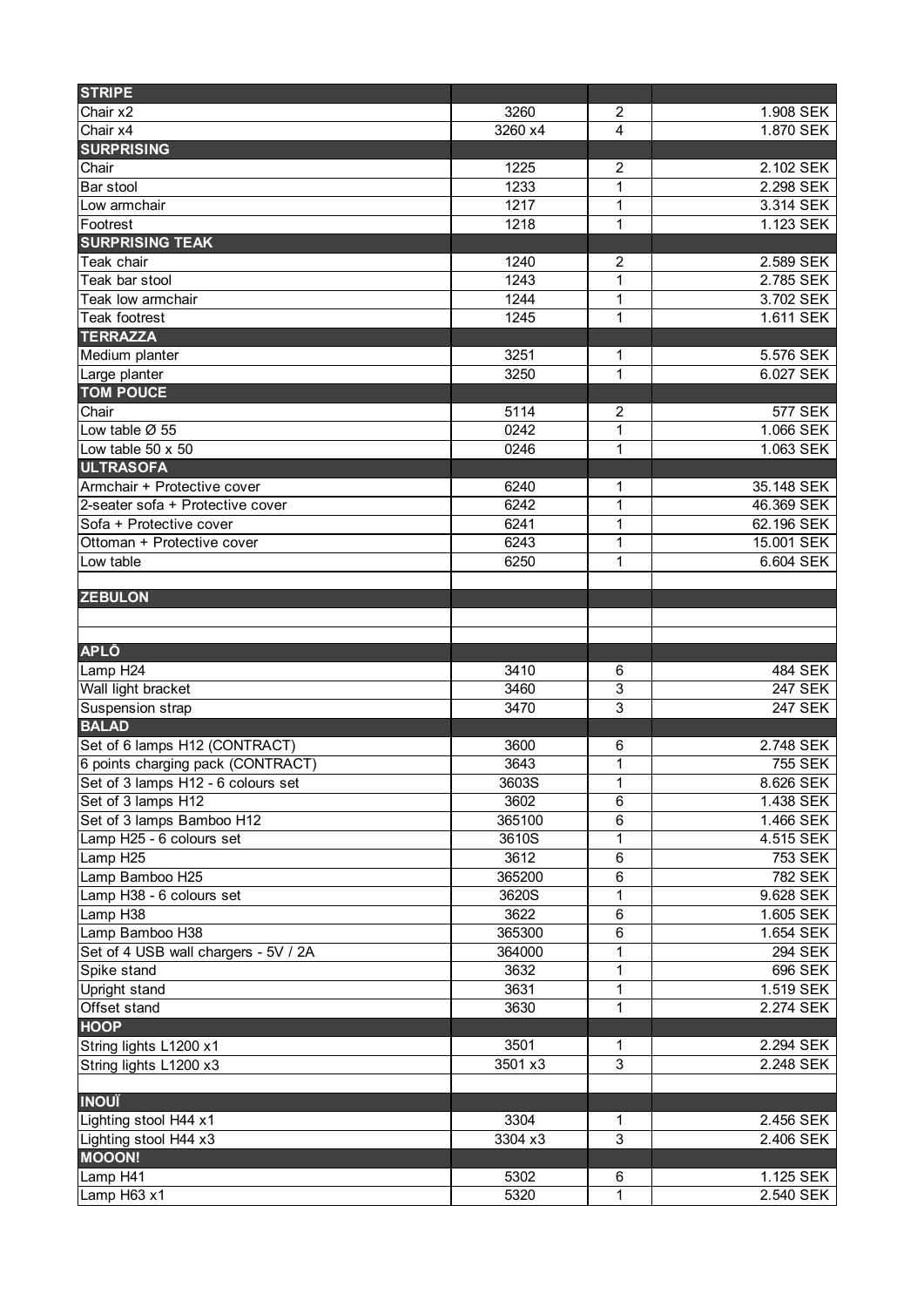| STRIPE | | | |
|---|---|---|---|
| Chair x2 | 3260 | 2 | 1.908 SEK |
| Chair x4 | 3260 x4 | 4 | 1.870 SEK |
| **SURPRISING** | | | |
| Chair | 1225 | 2 | 2.102 SEK |
| Bar stool | 1233 | 1 | 2.298 SEK |
| Low armchair | 1217 | 1 | 3.314 SEK |
| Footrest | 1218 | 1 | 1.123 SEK |
| **SURPRISING TEAK** | | | |
| Teak chair | 1240 | 2 | 2.589 SEK |
| Teak bar stool | 1243 | 1 | 2.785 SEK |
| Teak low armchair | 1244 | 1 | 3.702 SEK |
| Teak footrest | 1245 | 1 | 1.611 SEK |
| **TERRAZZA** | | | |
| Medium planter | 3251 | 1 | 5.576 SEK |
| Large planter | 3250 | 1 | 6.027 SEK |
| **TOM POUCE** | | | |
| Chair | 5114 | 2 | 577 SEK |
| Low table Ø 55 | 0242 | 1 | 1.066 SEK |
| Low table 50 x 50 | 0246 | 1 | 1.063 SEK |
| **ULTRASOFA** | | | |
| Armchair + Protective cover | 6240 | 1 | 35.148 SEK |
| 2-seater sofa + Protective cover | 6242 | 1 | 46.369 SEK |
| Sofa + Protective cover | 6241 | 1 | 62.196 SEK |
| Ottoman + Protective cover | 6243 | 1 | 15.001 SEK |
| Low table | 6250 | 1 | 6.604 SEK |
| | | | |
| **ZEBULON** | | | |
| | | | |
| | | | |
| **APLÖ** | | | |
| Lamp H24 | 3410 | 6 | 484 SEK |
| Wall light bracket | 3460 | 3 | 247 SEK |
| Suspension strap | 3470 | 3 | 247 SEK |
| **BALAD** | | | |
| Set of 6 lamps H12 (CONTRACT) | 3600 | 6 | 2.748 SEK |
| 6 points charging pack (CONTRACT) | 3643 | 1 | 755 SEK |
| Set of 3 lamps H12 - 6 colours set | 3603S | 1 | 8.626 SEK |
| Set of 3 lamps H12 | 3602 | 6 | 1.438 SEK |
| Set of 3 lamps Bamboo H12 | 365100 | 6 | 1.466 SEK |
| Lamp H25 - 6 colours set | 3610S | 1 | 4.515 SEK |
| Lamp H25 | 3612 | 6 | 753 SEK |
| Lamp Bamboo H25 | 365200 | 6 | 782 SEK |
| Lamp H38 - 6 colours set | 3620S | 1 | 9.628 SEK |
| Lamp H38 | 3622 | 6 | 1.605 SEK |
| Lamp Bamboo H38 | 365300 | 6 | 1.654 SEK |
| Set of 4 USB wall chargers - 5V / 2A | 364000 | 1 | 294 SEK |
| Spike stand | 3632 | 1 | 696 SEK |
| Upright stand | 3631 | 1 | 1.519 SEK |
| Offset stand | 3630 | 1 | 2.274 SEK |
| **HOOP** | | | |
| String lights L1200 x1 | 3501 | 1 | 2.294 SEK |
| String lights L1200 x3 | 3501 x3 | 3 | 2.248 SEK |
| | | | |
| **INOUÏ** | | | |
| Lighting stool H44 x1 | 3304 | 1 | 2.456 SEK |
| Lighting stool H44 x3 | 3304 x3 | 3 | 2.406 SEK |
| **MOOON!** | | | |
| Lamp H41 | 5302 | 6 | 1.125 SEK |
| Lamp H63 x1 | 5320 | 1 | 2.540 SEK |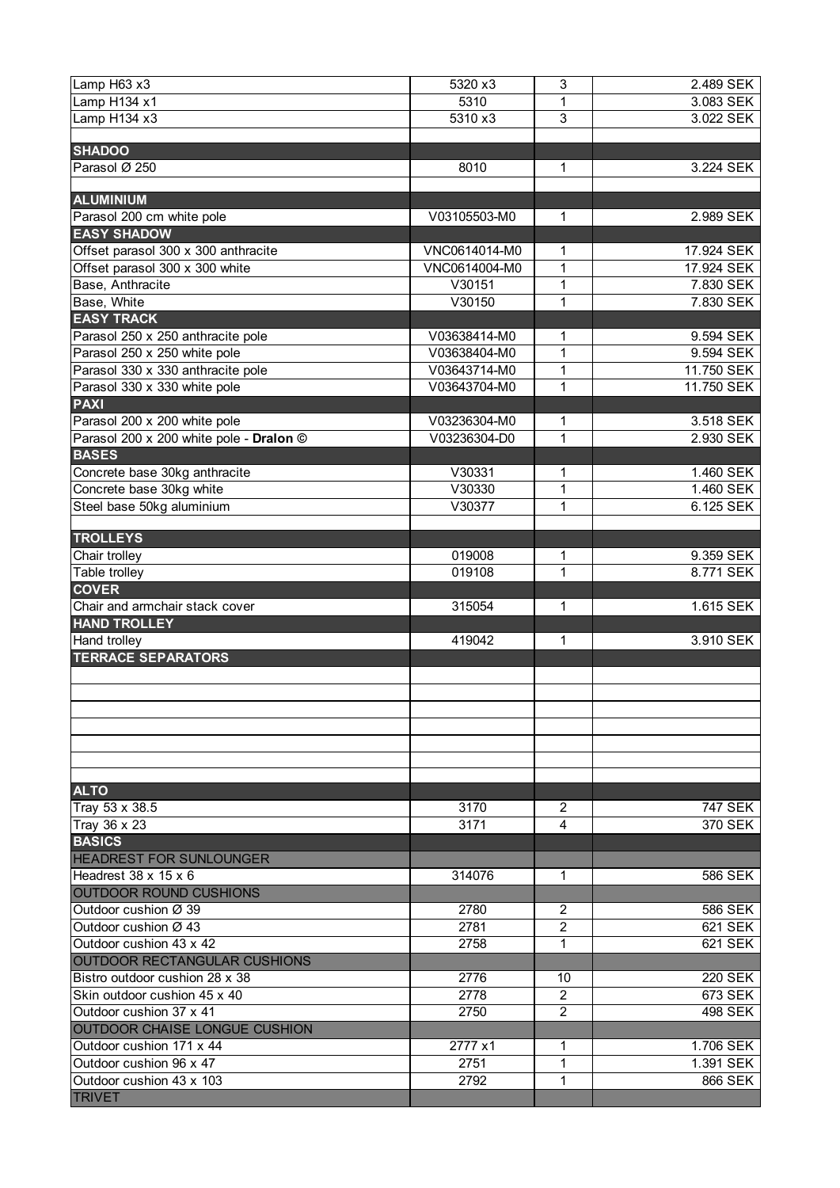| | | | |
|---|---|---|---|
| Lamp H63 x3 | 5320 x3 | 3 | 2.489 SEK |
| Lamp H134 x1 | 5310 | 1 | 3.083 SEK |
| Lamp H134 x3 | 5310 x3 | 3 | 3.022 SEK |
| | | | |
| **SHADOO** | | | |
| Parasol Ø 250 | 8010 | 1 | 3.224 SEK |
| | | | |
| **ALUMINIUM** | | | |
| Parasol 200 cm white pole | V03105503-M0 | 1 | 2.989 SEK |
| **EASY SHADOW** | | | |
| Offset parasol 300 x 300 anthracite | VNC0614014-M0 | 1 | 17.924 SEK |
| Offset parasol 300 x 300 white | VNC0614004-M0 | 1 | 17.924 SEK |
| Base, Anthracite | V30151 | 1 | 7.830 SEK |
| Base, White | V30150 | 1 | 7.830 SEK |
| **EASY TRACK** | | | |
| Parasol 250 x 250 anthracite pole | V03638414-M0 | 1 | 9.594 SEK |
| Parasol 250 x 250 white pole | V03638404-M0 | 1 | 9.594 SEK |
| Parasol 330 x 330 anthracite pole | V03643714-M0 | 1 | 11.750 SEK |
| Parasol 330 x 330 white pole | V03643704-M0 | 1 | 11.750 SEK |
| **PAXI** | | | |
| Parasol 200 x 200 white pole | V03236304-M0 | 1 | 3.518 SEK |
| Parasol 200 x 200 white pole - **Dralon ©** | V03236304-D0 | 1 | 2.930 SEK |
| **BASES** | | | |
| Concrete base 30kg anthracite | V30331 | 1 | 1.460 SEK |
| Concrete base 30kg white | V30330 | 1 | 1.460 SEK |
| Steel base 50kg aluminium | V30377 | 1 | 6.125 SEK |
| | | | |
| **TROLLEYS** | | | |
| Chair trolley | 019008 | 1 | 9.359 SEK |
| Table trolley | 019108 | 1 | 8.771 SEK |
| **COVER** | | | |
| Chair and armchair stack cover | 315054 | 1 | 1.615 SEK |
| **HAND TROLLEY** | | | |
| Hand trolley | 419042 | 1 | 3.910 SEK |
| **TERRACE SEPARATORS** | | | |
| | | | |
| | | | |
| | | | |
| | | | |
| | | | |
| | | | |
| | | | |
| **ALTO** | | | |
| Tray 53 x 38.5 | 3170 | 2 | 747 SEK |
| Tray 36 x 23 | 3171 | 4 | 370 SEK |
| **BASICS** | | | |
| HEADREST FOR SUNLOUNGER | | | |
| Headrest 38 x 15 x 6 | 314076 | 1 | 586 SEK |
| OUTDOOR ROUND CUSHIONS | | | |
| Outdoor cushion Ø 39 | 2780 | 2 | 586 SEK |
| Outdoor cushion Ø 43 | 2781 | 2 | 621 SEK |
| Outdoor cushion 43 x 42 | 2758 | 1 | 621 SEK |
| OUTDOOR RECTANGULAR CUSHIONS | | | |
| Bistro outdoor cushion 28 x 38 | 2776 | 10 | 220 SEK |
| Skin outdoor cushion 45 x 40 | 2778 | 2 | 673 SEK |
| Outdoor cushion 37 x 41 | 2750 | 2 | 498 SEK |
| OUTDOOR CHAISE LONGUE CUSHION | | | |
| Outdoor cushion 171 x 44 | 2777 x1 | 1 | 1.706 SEK |
| Outdoor cushion 96 x 47 | 2751 | 1 | 1.391 SEK |
| Outdoor cushion 43 x 103 | 2792 | 1 | 866 SEK |
| TRIVET | | | |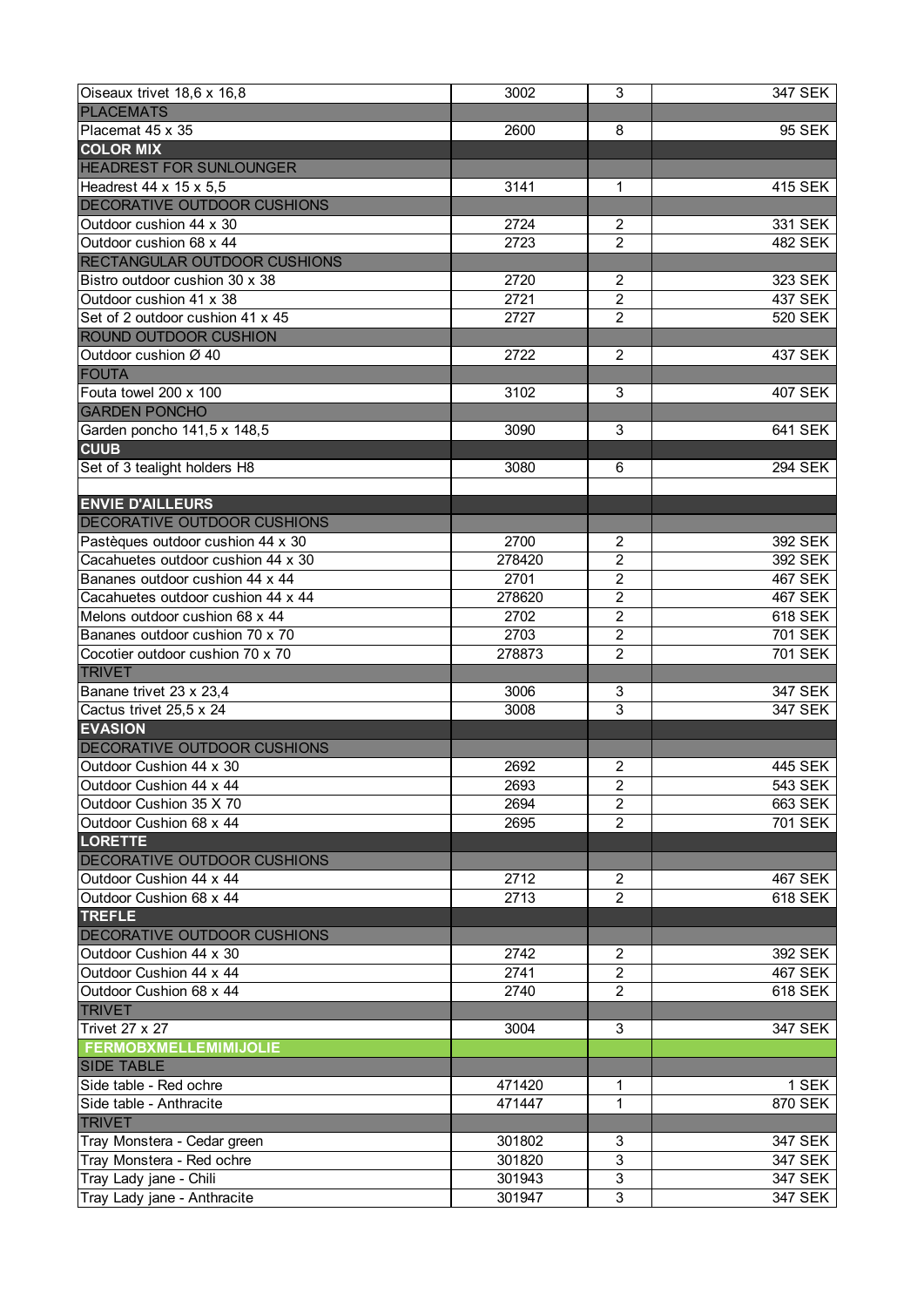| | | | |
|---|---|---|---|
| Oiseaux trivet 18,6 x 16,8 | 3002 | 3 | 347 SEK |
| **PLACEMATS** | | | |
| Placemat 45 x 35 | 2600 | 8 | 95 SEK |
| **COLOR MIX** | | | |
| **HEADREST FOR SUNLOUNGER** | | | |
| Headrest 44 x 15 x 5,5 | 3141 | 1 | 415 SEK |
| **DECORATIVE OUTDOOR CUSHIONS** | | | |
| Outdoor cushion 44 x 30 | 2724 | 2 | 331 SEK |
| Outdoor cushion 68 x 44 | 2723 | 2 | 482 SEK |
| **RECTANGULAR OUTDOOR CUSHIONS** | | | |
| Bistro outdoor cushion 30 x 38 | 2720 | 2 | 323 SEK |
| Outdoor cushion 41 x 38 | 2721 | 2 | 437 SEK |
| Set of 2 outdoor cushion 41 x 45 | 2727 | 2 | 520 SEK |
| **ROUND OUTDOOR CUSHION** | | | |
| Outdoor cushion Ø 40 | 2722 | 2 | 437 SEK |
| **FOUTA** | | | |
| Fouta towel 200 x 100 | 3102 | 3 | 407 SEK |
| **GARDEN PONCHO** | | | |
| Garden poncho 141,5 x 148,5 | 3090 | 3 | 641 SEK |
| **CUUB** | | | |
| Set of 3 tealight holders H8 | 3080 | 6 | 294 SEK |
| | | | |
| **ENVIE D'AILLEURS** | | | |
| **DECORATIVE OUTDOOR CUSHIONS** | | | |
| Pastèques outdoor cushion 44 x 30 | 2700 | 2 | 392 SEK |
| Cacahuetes outdoor cushion 44 x 30 | 278420 | 2 | 392 SEK |
| Bananes outdoor cushion 44 x 44 | 2701 | 2 | 467 SEK |
| Cacahuetes outdoor cushion 44 x 44 | 278620 | 2 | 467 SEK |
| Melons outdoor cushion 68 x 44 | 2702 | 2 | 618 SEK |
| Bananes outdoor cushion 70 x 70 | 2703 | 2 | 701 SEK |
| Cocotier outdoor cushion 70 x 70 | 278873 | 2 | 701 SEK |
| **TRIVET** | | | |
| Banane trivet 23 x 23,4 | 3006 | 3 | 347 SEK |
| Cactus trivet 25,5 x 24 | 3008 | 3 | 347 SEK |
| **EVASION** | | | |
| **DECORATIVE OUTDOOR CUSHIONS** | | | |
| Outdoor Cushion 44 x 30 | 2692 | 2 | 445 SEK |
| Outdoor Cushion 44 x 44 | 2693 | 2 | 543 SEK |
| Outdoor Cushion 35 X 70 | 2694 | 2 | 663 SEK |
| Outdoor Cushion 68 x 44 | 2695 | 2 | 701 SEK |
| **LORETTE** | | | |
| **DECORATIVE OUTDOOR CUSHIONS** | | | |
| Outdoor Cushion 44 x 44 | 2712 | 2 | 467 SEK |
| Outdoor Cushion 68 x 44 | 2713 | 2 | 618 SEK |
| **TREFLE** | | | |
| **DECORATIVE OUTDOOR CUSHIONS** | | | |
| Outdoor Cushion 44 x 30 | 2742 | 2 | 392 SEK |
| Outdoor Cushion 44 x 44 | 2741 | 2 | 467 SEK |
| Outdoor Cushion 68 x 44 | 2740 | 2 | 618 SEK |
| **TRIVET** | | | |
| Trivet 27 x 27 | 3004 | 3 | 347 SEK |
| **FERMOBXMELLEMIMIJOLIE** | | | |
| **SIDE TABLE** | | | |
| Side table - Red ochre | 471420 | 1 | 1 SEK |
| Side table - Anthracite | 471447 | 1 | 870 SEK |
| **TRIVET** | | | |
| Tray Monstera - Cedar green | 301802 | 3 | 347 SEK |
| Tray Monstera - Red ochre | 301820 | 3 | 347 SEK |
| Tray Lady jane - Chili | 301943 | 3 | 347 SEK |
| Tray Lady jane - Anthracite | 301947 | 3 | 347 SEK |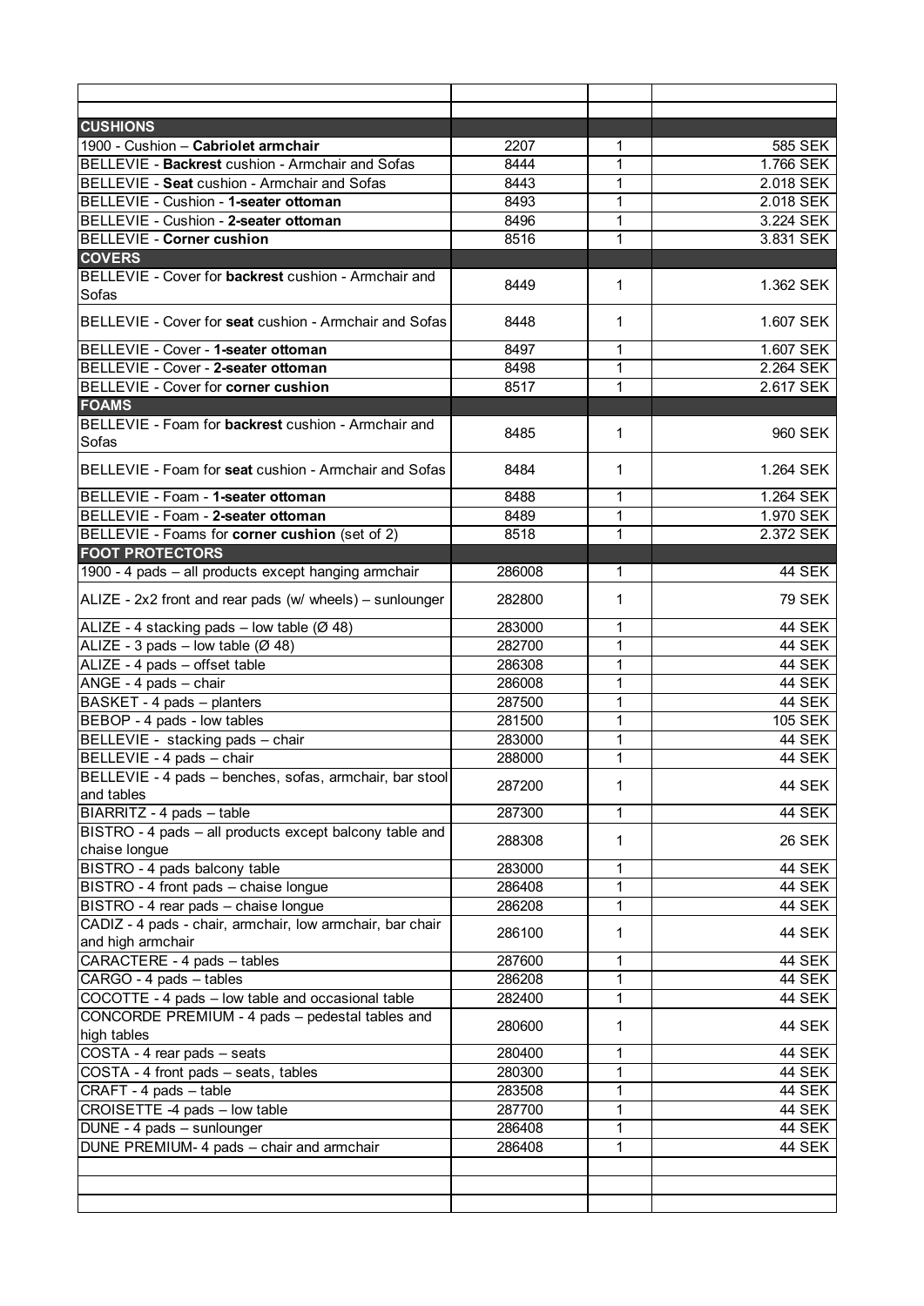| | | | |
|---|---|---|---|
| | | | |
| | | | |
| **CUSHIONS** | | | |
| 1900 - Cushion – **Cabriolet armchair** | 2207 | 1 | 585 SEK |
| BELLEVIE - **Backrest** cushion - Armchair and Sofas | 8444 | 1 | 1.766 SEK |
| BELLEVIE - **Seat** cushion - Armchair and Sofas | 8443 | 1 | 2.018 SEK |
| BELLEVIE - Cushion - **1-seater ottoman** | 8493 | 1 | 2.018 SEK |
| BELLEVIE - Cushion - **2-seater ottoman** | 8496 | 1 | 3.224 SEK |
| BELLEVIE - **Corner cushion** | 8516 | 1 | 3.831 SEK |
| **COVERS** | | | |
| BELLEVIE - Cover for **backrest** cushion - Armchair and Sofas | 8449 | 1 | 1.362 SEK |
| BELLEVIE - Cover for **seat** cushion - Armchair and Sofas | 8448 | 1 | 1.607 SEK |
| BELLEVIE - Cover - **1-seater ottoman** | 8497 | 1 | 1.607 SEK |
| BELLEVIE - Cover - **2-seater ottoman** | 8498 | 1 | 2.264 SEK |
| BELLEVIE - Cover for **corner cushion** | 8517 | 1 | 2.617 SEK |
| **FOAMS** | | | |
| BELLEVIE - Foam for **backrest** cushion - Armchair and Sofas | 8485 | 1 | 960 SEK |
| BELLEVIE - Foam for **seat** cushion - Armchair and Sofas | 8484 | 1 | 1.264 SEK |
| BELLEVIE - Foam - **1-seater ottoman** | 8488 | 1 | 1.264 SEK |
| BELLEVIE - Foam - **2-seater ottoman** | 8489 | 1 | 1.970 SEK |
| BELLEVIE - Foams for **corner cushion** (set of 2) | 8518 | 1 | 2.372 SEK |
| **FOOT PROTECTORS** | | | |
| 1900 - 4 pads – all products except hanging armchair | 286008 | 1 | 44 SEK |
| ALIZE - 2x2 front and rear pads (w/ wheels) – sunlounger | 282800 | 1 | 79 SEK |
| ALIZE - 4 stacking pads – low table (Ø 48) | 283000 | 1 | 44 SEK |
| ALIZE - 3 pads – low table (Ø 48) | 282700 | 1 | 44 SEK |
| ALIZE - 4 pads – offset table | 286308 | 1 | 44 SEK |
| ANGE - 4 pads – chair | 286008 | 1 | 44 SEK |
| BASKET - 4 pads – planters | 287500 | 1 | 44 SEK |
| BEBOP - 4 pads - low tables | 281500 | 1 | 105 SEK |
| BELLEVIE - stacking pads – chair | 283000 | 1 | 44 SEK |
| BELLEVIE - 4 pads – chair | 288000 | 1 | 44 SEK |
| BELLEVIE - 4 pads – benches, sofas, armchair, bar stool and tables | 287200 | 1 | 44 SEK |
| BIARRITZ - 4 pads – table | 287300 | 1 | 44 SEK |
| BISTRO - 4 pads – all products except balcony table and chaise longue | 288308 | 1 | 26 SEK |
| BISTRO - 4 pads balcony table | 283000 | 1 | 44 SEK |
| BISTRO - 4 front pads – chaise longue | 286408 | 1 | 44 SEK |
| BISTRO - 4 rear pads – chaise longue | 286208 | 1 | 44 SEK |
| CADIZ - 4 pads - chair, armchair, low armchair, bar chair and high armchair | 286100 | 1 | 44 SEK |
| CARACTERE - 4 pads – tables | 287600 | 1 | 44 SEK |
| CARGO - 4 pads – tables | 286208 | 1 | 44 SEK |
| COCOTTE - 4 pads – low table and occasional table | 282400 | 1 | 44 SEK |
| CONCORDE PREMIUM - 4 pads – pedestal tables and high tables | 280600 | 1 | 44 SEK |
| COSTA - 4 rear pads – seats | 280400 | 1 | 44 SEK |
| COSTA - 4 front pads – seats, tables | 280300 | 1 | 44 SEK |
| CRAFT - 4 pads – table | 283508 | 1 | 44 SEK |
| CROISETTE -4 pads – low table | 287700 | 1 | 44 SEK |
| DUNE - 4 pads – sunlounger | 286408 | 1 | 44 SEK |
| DUNE PREMIUM- 4 pads – chair and armchair | 286408 | 1 | 44 SEK |
| | | | |
| | | | |
| | | | |